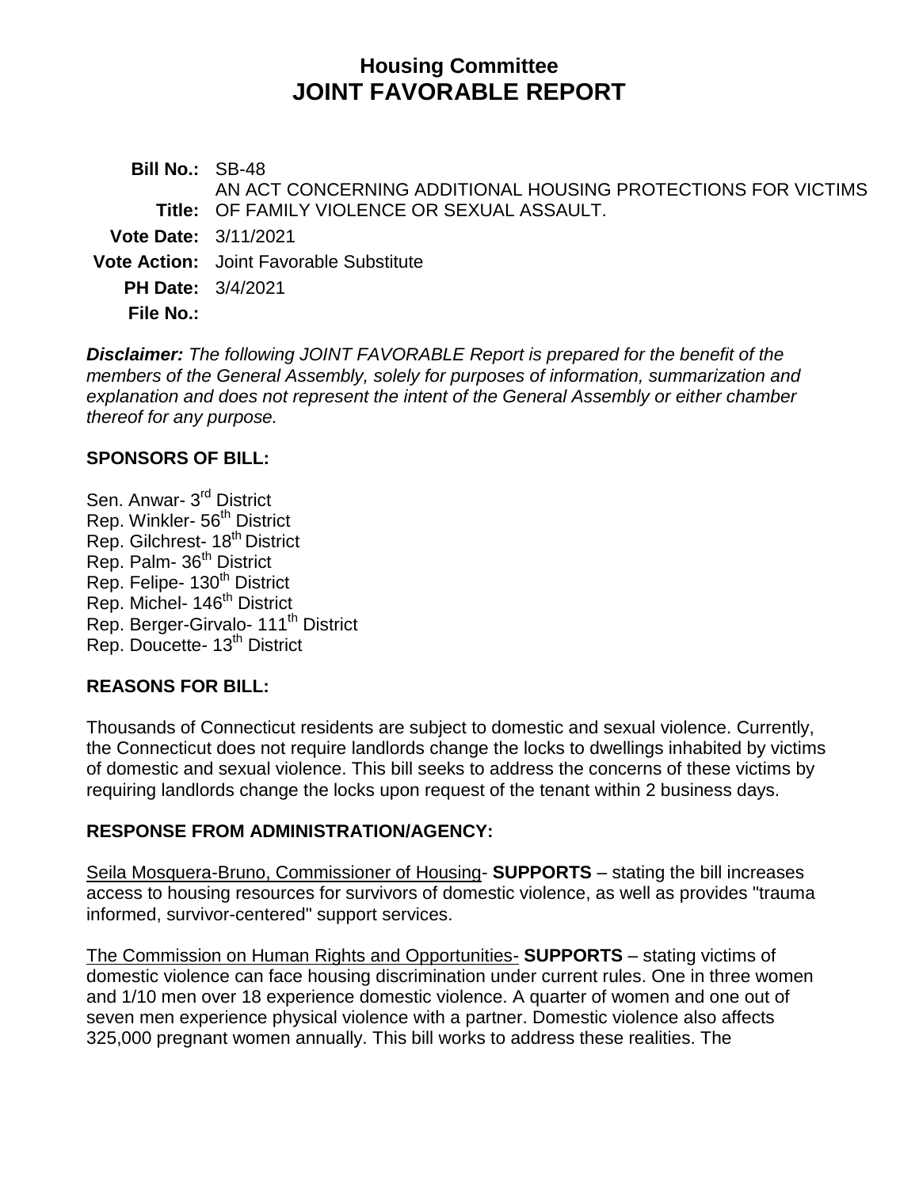# Housing Committee
# JOINT FAVORABLE REPORT

**Bill No.:** SB-48

**Title:** AN ACT CONCERNING ADDITIONAL HOUSING PROTECTIONS FOR VICTIMS OF FAMILY VIOLENCE OR SEXUAL ASSAULT.

**Vote Date:** 3/11/2021

**Vote Action:** Joint Favorable Substitute

**PH Date:** 3/4/2021

**File No.:**

***Disclaimer:*** *The following JOINT FAVORABLE Report is prepared for the benefit of the members of the General Assembly, solely for purposes of information, summarization and explanation and does not represent the intent of the General Assembly or either chamber thereof for any purpose.*

## SPONSORS OF BILL:

Sen. Anwar- 3rd District
Rep. Winkler- 56th District
Rep. Gilchrest- 18th District
Rep. Palm- 36th District
Rep. Felipe- 130th District
Rep. Michel- 146th District
Rep. Berger-Girvalo- 111th District
Rep. Doucette- 13th District

## REASONS FOR BILL:

Thousands of Connecticut residents are subject to domestic and sexual violence. Currently, the Connecticut does not require landlords change the locks to dwellings inhabited by victims of domestic and sexual violence. This bill seeks to address the concerns of these victims by requiring landlords change the locks upon request of the tenant within 2 business days.

## RESPONSE FROM ADMINISTRATION/AGENCY:

Seila Mosquera-Bruno, Commissioner of Housing- **SUPPORTS** – stating the bill increases access to housing resources for survivors of domestic violence, as well as provides "trauma informed, survivor-centered" support services.

The Commission on Human Rights and Opportunities- **SUPPORTS** – stating victims of domestic violence can face housing discrimination under current rules. One in three women and 1/10 men over 18 experience domestic violence. A quarter of women and one out of seven men experience physical violence with a partner. Domestic violence also affects 325,000 pregnant women annually. This bill works to address these realities. The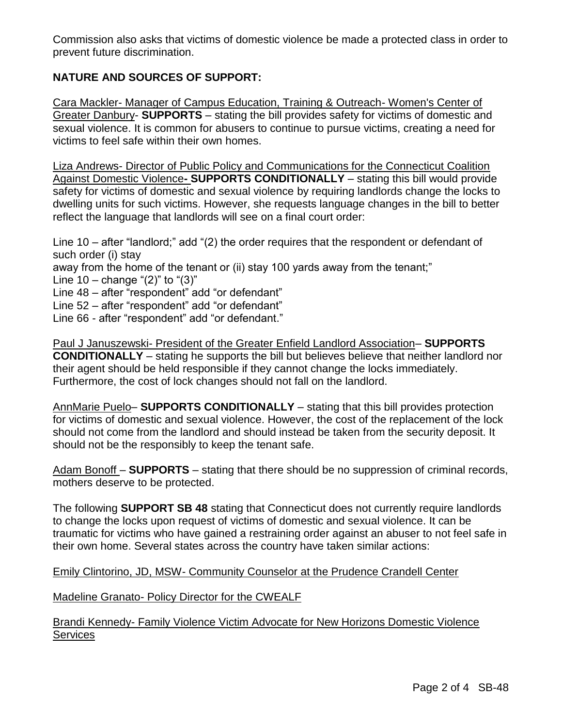Commission also asks that victims of domestic violence be made a protected class in order to prevent future discrimination.

**NATURE AND SOURCES OF SUPPORT:**

Cara Mackler- Manager of Campus Education, Training & Outreach- Women's Center of Greater Danbury- **SUPPORTS** – stating the bill provides safety for victims of domestic and sexual violence. It is common for abusers to continue to pursue victims, creating a need for victims to feel safe within their own homes.

Liza Andrews- Director of Public Policy and Communications for the Connecticut Coalition Against Domestic Violence**- SUPPORTS CONDITIONALLY** – stating this bill would provide safety for victims of domestic and sexual violence by requiring landlords change the locks to dwelling units for such victims. However, she requests language changes in the bill to better reflect the language that landlords will see on a final court order:

Line 10 – after "landlord;" add "(2) the order requires that the respondent or defendant of such order (i) stay
away from the home of the tenant or (ii) stay 100 yards away from the tenant;"
Line 10 – change "(2)" to "(3)"
Line 48 – after "respondent" add "or defendant"
Line 52 – after "respondent" add "or defendant"
Line 66 - after "respondent" add "or defendant."

Paul J Januszewski- President of the Greater Enfield Landlord Association– **SUPPORTS CONDITIONALLY** – stating he supports the bill but believes believe that neither landlord nor their agent should be held responsible if they cannot change the locks immediately. Furthermore, the cost of lock changes should not fall on the landlord.

AnnMarie Puelo– **SUPPORTS CONDITIONALLY** – stating that this bill provides protection for victims of domestic and sexual violence. However, the cost of the replacement of the lock should not come from the landlord and should instead be taken from the security deposit. It should not be the responsibly to keep the tenant safe.

Adam Bonoff – **SUPPORTS** – stating that there should be no suppression of criminal records, mothers deserve to be protected.

The following **SUPPORT SB 48** stating that Connecticut does not currently require landlords to change the locks upon request of victims of domestic and sexual violence. It can be traumatic for victims who have gained a restraining order against an abuser to not feel safe in their own home. Several states across the country have taken similar actions:

Emily Clintorino, JD, MSW- Community Counselor at the Prudence Crandell Center

Madeline Granato- Policy Director for the CWEALF

Brandi Kennedy- Family Violence Victim Advocate for New Horizons Domestic Violence Services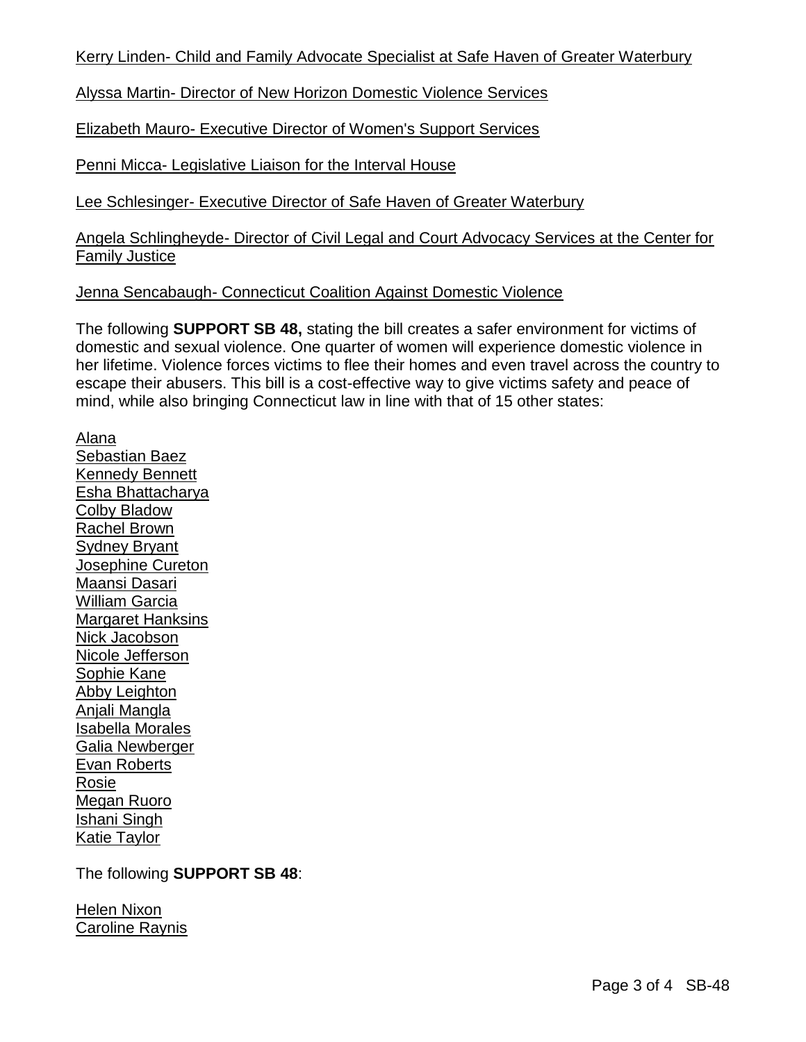Kerry Linden- Child and Family Advocate Specialist at Safe Haven of Greater Waterbury

Alyssa Martin- Director of New Horizon Domestic Violence Services

Elizabeth Mauro- Executive Director of Women's Support Services

Penni Micca- Legislative Liaison for the Interval House

Lee Schlesinger- Executive Director of Safe Haven of Greater Waterbury

Angela Schlingheyde- Director of Civil Legal and Court Advocacy Services at the Center for Family Justice

Jenna Sencabaugh- Connecticut Coalition Against Domestic Violence

The following **SUPPORT SB 48,** stating the bill creates a safer environment for victims of domestic and sexual violence. One quarter of women will experience domestic violence in her lifetime. Violence forces victims to flee their homes and even travel across the country to escape their abusers. This bill is a cost-effective way to give victims safety and peace of mind, while also bringing Connecticut law in line with that of 15 other states:

Alana
Sebastian Baez
Kennedy Bennett
Esha Bhattacharya
Colby Bladow
Rachel Brown
Sydney Bryant
Josephine Cureton
Maansi Dasari
William Garcia
Margaret Hanksins
Nick Jacobson
Nicole Jefferson
Sophie Kane
Abby Leighton
Anjali Mangla
Isabella Morales
Galia Newberger
Evan Roberts
Rosie
Megan Ruoro
Ishani Singh
Katie Taylor

The following **SUPPORT SB 48**:

Helen Nixon
Caroline Raynis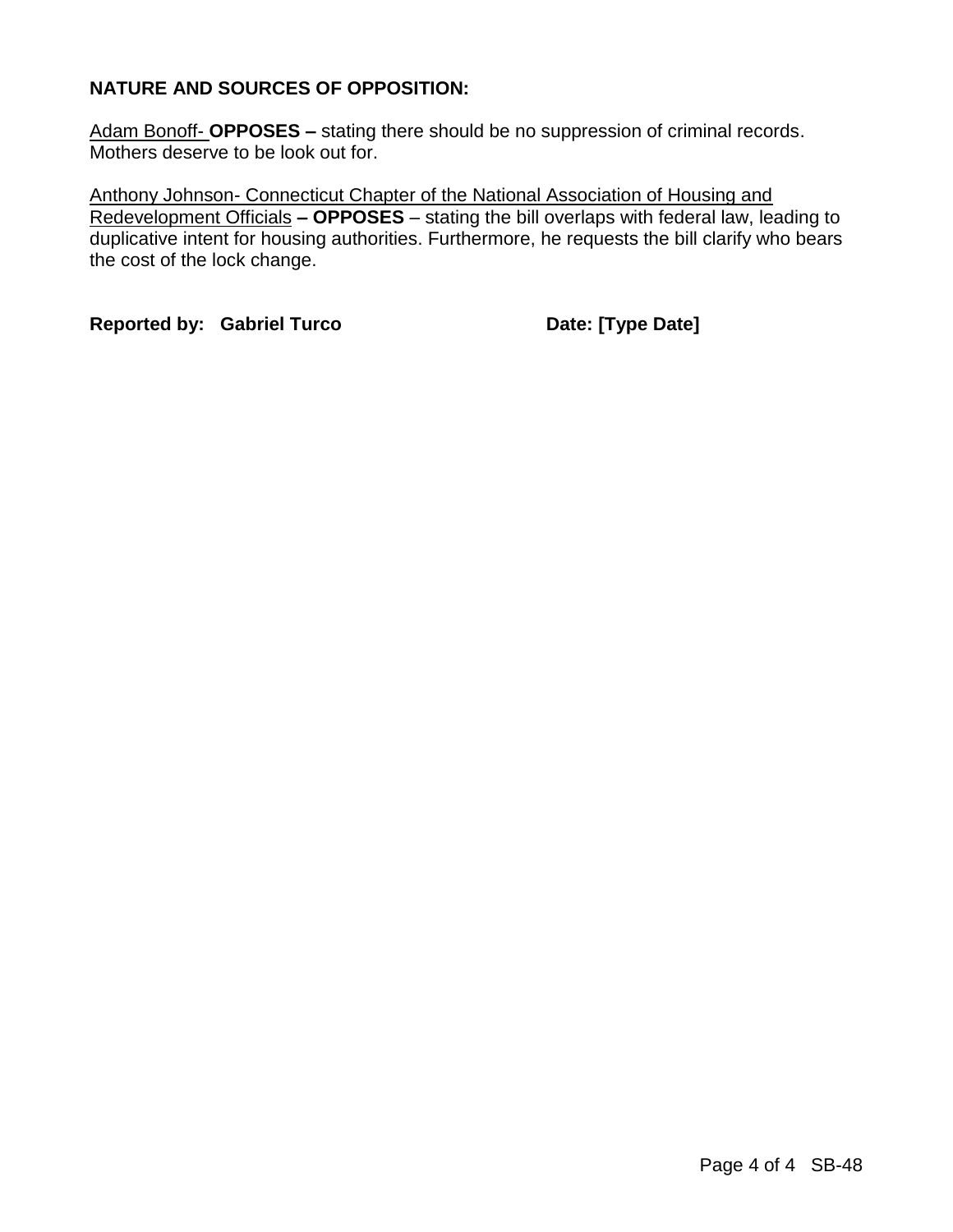**NATURE AND SOURCES OF OPPOSITION:**

Adam Bonoff- **OPPOSES –** stating there should be no suppression of criminal records. Mothers deserve to be look out for.

Anthony Johnson- Connecticut Chapter of the National Association of Housing and Redevelopment Officials **– OPPOSES** – stating the bill overlaps with federal law, leading to duplicative intent for housing authorities. Furthermore, he requests the bill clarify who bears the cost of the lock change.

**Reported by: Gabriel Turco** **Date: [Type Date]**